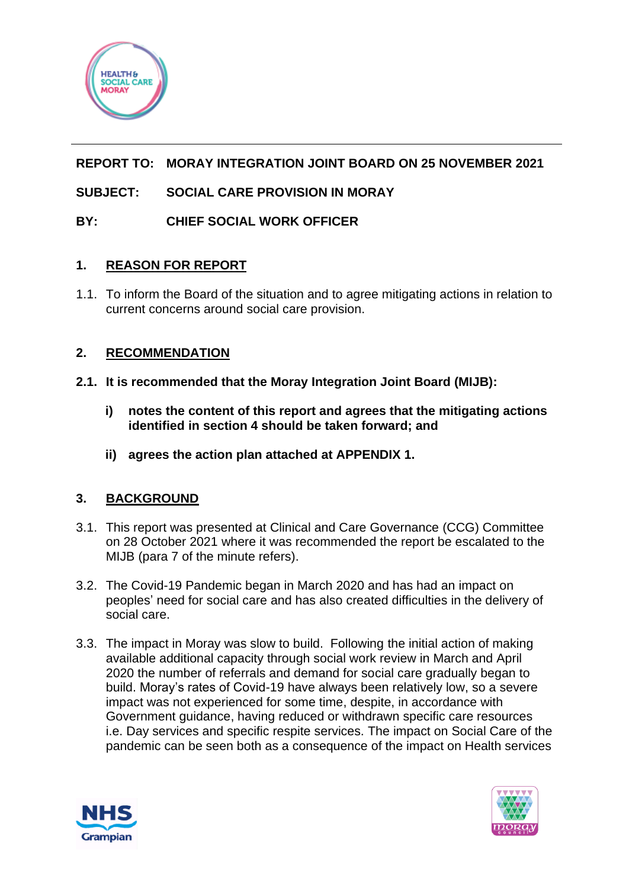**REPORT TO: MORAY INTEGRATION JOINT BOARD ON 25 NOVEMBER 2021**

**SUBJECT: SOCIAL CARE PROVISION IN MORAY**

**BY: CHIEF SOCIAL WORK OFFICER**

## 1. REASON FOR REPORT

1.1. To inform the Board of the situation and to agree mitigating actions in relation to current concerns around social care provision.

## 2. RECOMMENDATION

**2.1. It is recommended that the Moray Integration Joint Board (MIJB):**

**i) notes the content of this report and agrees that the mitigating actions identified in section 4 should be taken forward; and**

**ii) agrees the action plan attached at APPENDIX 1.**

## 3. BACKGROUND

3.1. This report was presented at Clinical and Care Governance (CCG) Committee on 28 October 2021 where it was recommended the report be escalated to the MIJB (para 7 of the minute refers).

3.2. The Covid-19 Pandemic began in March 2020 and has had an impact on peoples' need for social care and has also created difficulties in the delivery of social care.

3.3. The impact in Moray was slow to build. Following the initial action of making available additional capacity through social work review in March and April 2020 the number of referrals and demand for social care gradually began to build. Moray's rates of Covid-19 have always been relatively low, so a severe impact was not experienced for some time, despite, in accordance with Government guidance, having reduced or withdrawn specific care resources i.e. Day services and specific respite services. The impact on Social Care of the pandemic can be seen both as a consequence of the impact on Health services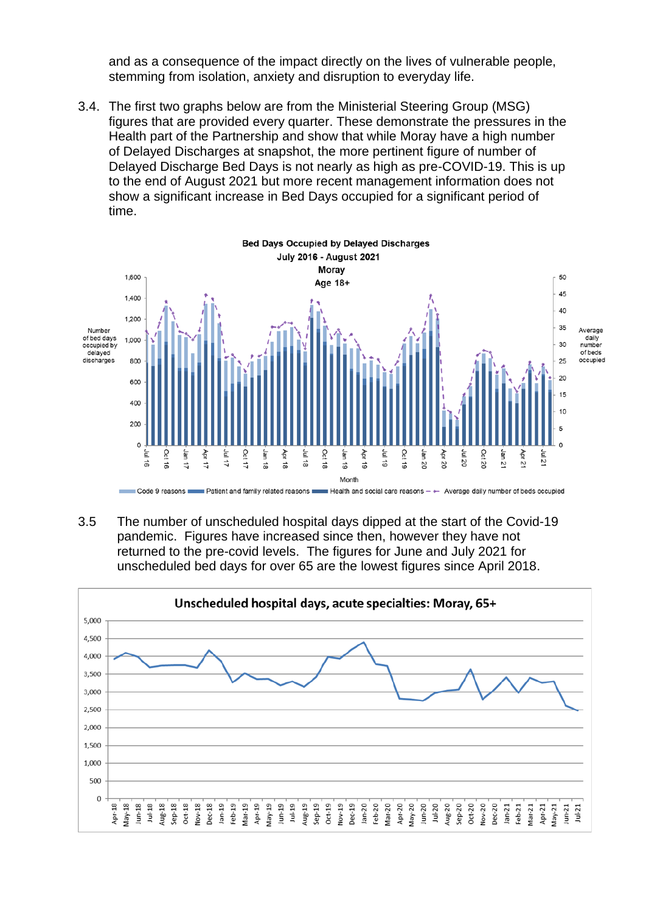and as a consequence of the impact directly on the lives of vulnerable people, stemming from isolation, anxiety and disruption to everyday life.

3.4. The first two graphs below are from the Ministerial Steering Group (MSG) figures that are provided every quarter. These demonstrate the pressures in the Health part of the Partnership and show that while Moray have a high number of Delayed Discharges at snapshot, the more pertinent figure of number of Delayed Discharge Bed Days is not nearly as high as pre-COVID-19. This is up to the end of August 2021 but more recent management information does not show a significant increase in Bed Days occupied for a significant period of time.

**Bed Days Occupied by Delayed Discharges**
**July 2016 - August 2021**
**Moray**
**Age 18+**

3.5 The number of unscheduled hospital days dipped at the start of the Covid-19 pandemic. Figures have increased since then, however they have not returned to the pre-covid levels. The figures for June and July 2021 for unscheduled bed days for over 65 are the lowest figures since April 2018.

**Unscheduled hospital days, acute specialties: Moray, 65+**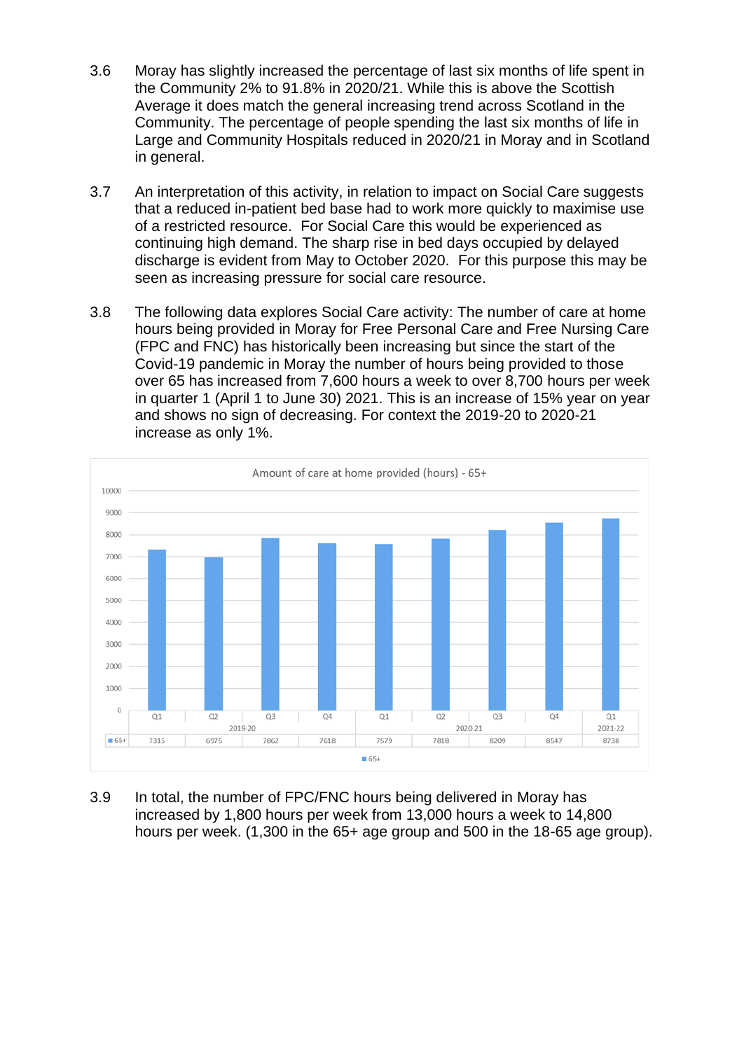3.6 Moray has slightly increased the percentage of last six months of life spent in the Community 2% to 91.8% in 2020/21. While this is above the Scottish Average it does match the general increasing trend across Scotland in the Community. The percentage of people spending the last six months of life in Large and Community Hospitals reduced in 2020/21 in Moray and in Scotland in general.

3.7 An interpretation of this activity, in relation to impact on Social Care suggests that a reduced in-patient bed base had to work more quickly to maximise use of a restricted resource. For Social Care this would be experienced as continuing high demand. The sharp rise in bed days occupied by delayed discharge is evident from May to October 2020. For this purpose this may be seen as increasing pressure for social care resource.

3.8 The following data explores Social Care activity: The number of care at home hours being provided in Moray for Free Personal Care and Free Nursing Care (FPC and FNC) has historically been increasing but since the start of the Covid-19 pandemic in Moray the number of hours being provided to those over 65 has increased from 7,600 hours a week to over 8,700 hours per week in quarter 1 (April 1 to June 30) 2021. This is an increase of 15% year on year and shows no sign of decreasing. For context the 2019-20 to 2020-21 increase as only 1%.

**Amount of care at home provided (hours) - 65+**

| | 2019-20 | | | | 2020-21 | | | | 2021-22 |
|---|---|---|---|---|---|---|---|---|---|
| | Q1 | Q2 | Q3 | Q4 | Q1 | Q2 | Q3 | Q4 | Q1 |
| 65+ | 7315 | 6975 | 7862 | 7618 | 7579 | 7818 | 8209 | 8547 | 8738 |

3.9 In total, the number of FPC/FNC hours being delivered in Moray has increased by 1,800 hours per week from 13,000 hours a week to 14,800 hours per week. (1,300 in the 65+ age group and 500 in the 18-65 age group).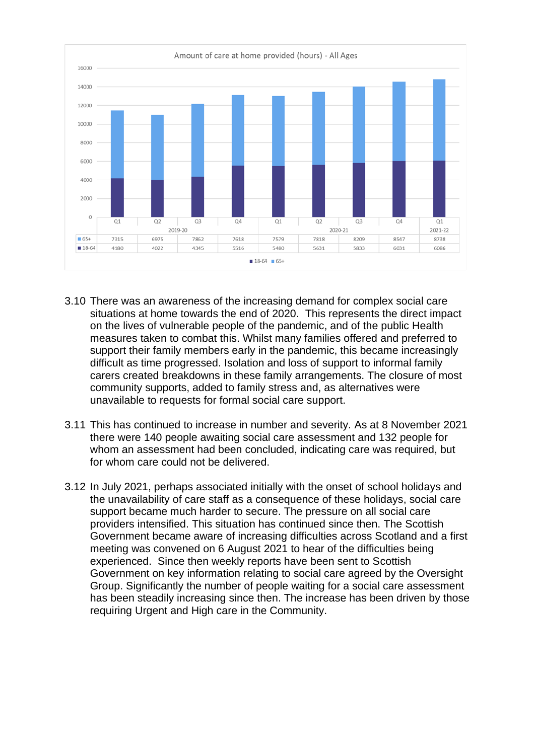**Amount of care at home provided (hours) - All Ages**

| | 2019-20 Q1 | 2019-20 Q2 | 2019-20 Q3 | 2019-20 Q4 | 2020-21 Q1 | 2020-21 Q2 | 2020-21 Q3 | 2020-21 Q4 | 2021-22 Q1 |
|---|---|---|---|---|---|---|---|---|---|
| 65+ | 7315 | 6975 | 7862 | 7618 | 7579 | 7818 | 8209 | 8547 | 8738 |
| 18-64 | 4180 | 4022 | 4345 | 5516 | 5480 | 5631 | 5833 | 6031 | 6086 |

3.10 There was an awareness of the increasing demand for complex social care situations at home towards the end of 2020. This represents the direct impact on the lives of vulnerable people of the pandemic, and of the public Health measures taken to combat this. Whilst many families offered and preferred to support their family members early in the pandemic, this became increasingly difficult as time progressed. Isolation and loss of support to informal family carers created breakdowns in these family arrangements. The closure of most community supports, added to family stress and, as alternatives were unavailable to requests for formal social care support.

3.11 This has continued to increase in number and severity. As at 8 November 2021 there were 140 people awaiting social care assessment and 132 people for whom an assessment had been concluded, indicating care was required, but for whom care could not be delivered.

3.12 In July 2021, perhaps associated initially with the onset of school holidays and the unavailability of care staff as a consequence of these holidays, social care support became much harder to secure. The pressure on all social care providers intensified. This situation has continued since then. The Scottish Government became aware of increasing difficulties across Scotland and a first meeting was convened on 6 August 2021 to hear of the difficulties being experienced. Since then weekly reports have been sent to Scottish Government on key information relating to social care agreed by the Oversight Group. Significantly the number of people waiting for a social care assessment has been steadily increasing since then. The increase has been driven by those requiring Urgent and High care in the Community.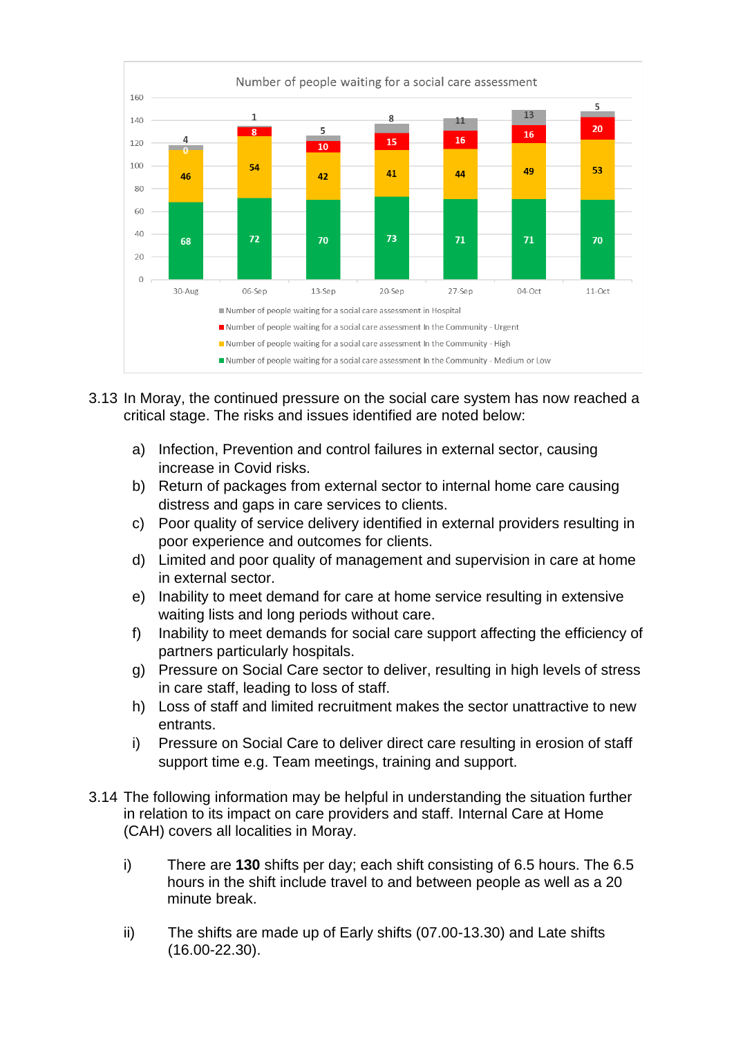**Number of people waiting for a social care assessment**

| | 30-Aug | 06-Sep | 13-Sep | 20-Sep | 27-Sep | 04-Oct | 11-Oct |
|---|---|---|---|---|---|---|---|
| Number of people waiting for a social care assessment in Hospital | 4 | 1 | 5 | 8 | 11 | 13 | 5 |
| Number of people waiting for a social care assessment In the Community - Urgent | 0 | 8 | 10 | 15 | 16 | 16 | 20 |
| Number of people waiting for a social care assessment In the Community - High | 46 | 54 | 42 | 41 | 44 | 49 | 53 |
| Number of people waiting for a social care assessment In the Community - Medium or Low | 68 | 72 | 70 | 73 | 71 | 71 | 70 |

3.13 In Moray, the continued pressure on the social care system has now reached a critical stage. The risks and issues identified are noted below:

a) Infection, Prevention and control failures in external sector, causing increase in Covid risks.
b) Return of packages from external sector to internal home care causing distress and gaps in care services to clients.
c) Poor quality of service delivery identified in external providers resulting in poor experience and outcomes for clients.
d) Limited and poor quality of management and supervision in care at home in external sector.
e) Inability to meet demand for care at home service resulting in extensive waiting lists and long periods without care.
f) Inability to meet demands for social care support affecting the efficiency of partners particularly hospitals.
g) Pressure on Social Care sector to deliver, resulting in high levels of stress in care staff, leading to loss of staff.
h) Loss of staff and limited recruitment makes the sector unattractive to new entrants.
i) Pressure on Social Care to deliver direct care resulting in erosion of staff support time e.g. Team meetings, training and support.

3.14 The following information may be helpful in understanding the situation further in relation to its impact on care providers and staff. Internal Care at Home (CAH) covers all localities in Moray.

i) There are **130** shifts per day; each shift consisting of 6.5 hours. The 6.5 hours in the shift include travel to and between people as well as a 20 minute break.

ii) The shifts are made up of Early shifts (07.00-13.30) and Late shifts (16.00-22.30).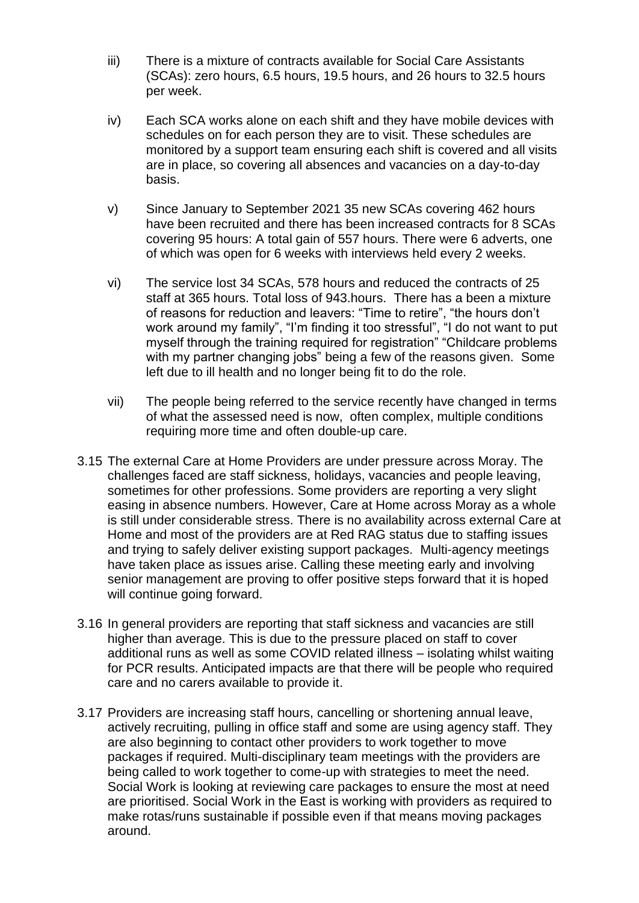iii) There is a mixture of contracts available for Social Care Assistants (SCAs): zero hours, 6.5 hours, 19.5 hours, and 26 hours to 32.5 hours per week.

iv) Each SCA works alone on each shift and they have mobile devices with schedules on for each person they are to visit. These schedules are monitored by a support team ensuring each shift is covered and all visits are in place, so covering all absences and vacancies on a day-to-day basis.

v) Since January to September 2021 35 new SCAs covering 462 hours have been recruited and there has been increased contracts for 8 SCAs covering 95 hours: A total gain of 557 hours. There were 6 adverts, one of which was open for 6 weeks with interviews held every 2 weeks.

vi) The service lost 34 SCAs, 578 hours and reduced the contracts of 25 staff at 365 hours. Total loss of 943.hours. There has a been a mixture of reasons for reduction and leavers: "Time to retire", "the hours don't work around my family", "I'm finding it too stressful", "I do not want to put myself through the training required for registration" "Childcare problems with my partner changing jobs" being a few of the reasons given. Some left due to ill health and no longer being fit to do the role.

vii) The people being referred to the service recently have changed in terms of what the assessed need is now, often complex, multiple conditions requiring more time and often double-up care.

3.15 The external Care at Home Providers are under pressure across Moray. The challenges faced are staff sickness, holidays, vacancies and people leaving, sometimes for other professions. Some providers are reporting a very slight easing in absence numbers. However, Care at Home across Moray as a whole is still under considerable stress. There is no availability across external Care at Home and most of the providers are at Red RAG status due to staffing issues and trying to safely deliver existing support packages. Multi-agency meetings have taken place as issues arise. Calling these meeting early and involving senior management are proving to offer positive steps forward that it is hoped will continue going forward.

3.16 In general providers are reporting that staff sickness and vacancies are still higher than average. This is due to the pressure placed on staff to cover additional runs as well as some COVID related illness – isolating whilst waiting for PCR results. Anticipated impacts are that there will be people who required care and no carers available to provide it.

3.17 Providers are increasing staff hours, cancelling or shortening annual leave, actively recruiting, pulling in office staff and some are using agency staff. They are also beginning to contact other providers to work together to move packages if required. Multi-disciplinary team meetings with the providers are being called to work together to come-up with strategies to meet the need. Social Work is looking at reviewing care packages to ensure the most at need are prioritised. Social Work in the East is working with providers as required to make rotas/runs sustainable if possible even if that means moving packages around.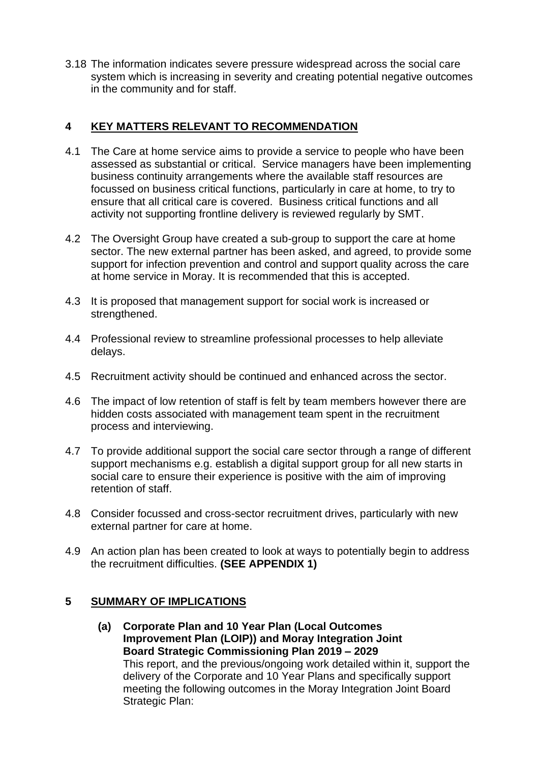3.18 The information indicates severe pressure widespread across the social care system which is increasing in severity and creating potential negative outcomes in the community and for staff.

## 4 KEY MATTERS RELEVANT TO RECOMMENDATION

4.1 The Care at home service aims to provide a service to people who have been assessed as substantial or critical. Service managers have been implementing business continuity arrangements where the available staff resources are focussed on business critical functions, particularly in care at home, to try to ensure that all critical care is covered. Business critical functions and all activity not supporting frontline delivery is reviewed regularly by SMT.

4.2 The Oversight Group have created a sub-group to support the care at home sector. The new external partner has been asked, and agreed, to provide some support for infection prevention and control and support quality across the care at home service in Moray. It is recommended that this is accepted.

4.3 It is proposed that management support for social work is increased or strengthened.

4.4 Professional review to streamline professional processes to help alleviate delays.

4.5 Recruitment activity should be continued and enhanced across the sector.

4.6 The impact of low retention of staff is felt by team members however there are hidden costs associated with management team spent in the recruitment process and interviewing.

4.7 To provide additional support the social care sector through a range of different support mechanisms e.g. establish a digital support group for all new starts in social care to ensure their experience is positive with the aim of improving retention of staff.

4.8 Consider focussed and cross-sector recruitment drives, particularly with new external partner for care at home.

4.9 An action plan has been created to look at ways to potentially begin to address the recruitment difficulties. **(SEE APPENDIX 1)**

## 5 SUMMARY OF IMPLICATIONS

**(a) Corporate Plan and 10 Year Plan (Local Outcomes Improvement Plan (LOIP)) and Moray Integration Joint Board Strategic Commissioning Plan 2019 – 2029**

This report, and the previous/ongoing work detailed within it, support the delivery of the Corporate and 10 Year Plans and specifically support meeting the following outcomes in the Moray Integration Joint Board Strategic Plan: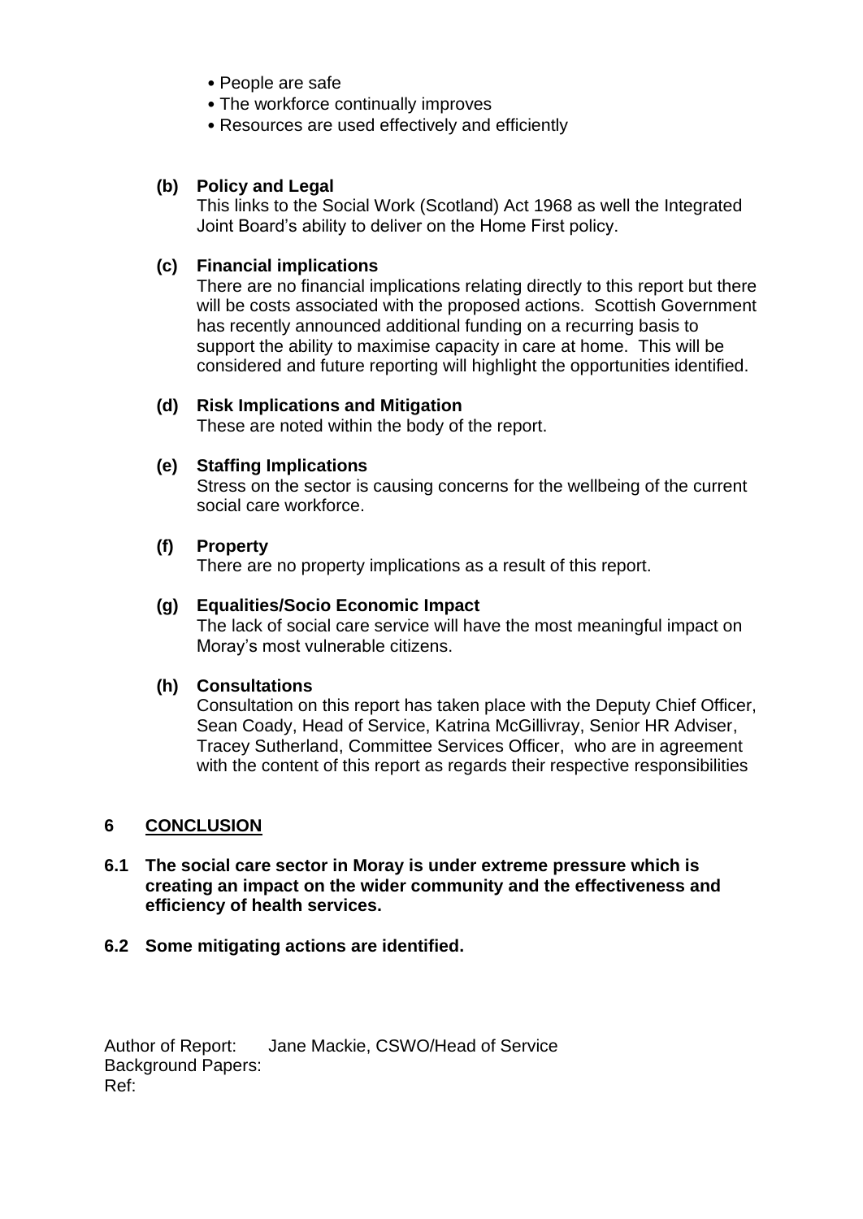- People are safe
- The workforce continually improves
- Resources are used effectively and efficiently

**(b) Policy and Legal**

This links to the Social Work (Scotland) Act 1968 as well the Integrated Joint Board's ability to deliver on the Home First policy.

**(c) Financial implications**

There are no financial implications relating directly to this report but there will be costs associated with the proposed actions. Scottish Government has recently announced additional funding on a recurring basis to support the ability to maximise capacity in care at home. This will be considered and future reporting will highlight the opportunities identified.

**(d) Risk Implications and Mitigation**

These are noted within the body of the report.

**(e) Staffing Implications**

Stress on the sector is causing concerns for the wellbeing of the current social care workforce.

**(f) Property**

There are no property implications as a result of this report.

**(g) Equalities/Socio Economic Impact**

The lack of social care service will have the most meaningful impact on Moray's most vulnerable citizens.

**(h) Consultations**

Consultation on this report has taken place with the Deputy Chief Officer, Sean Coady, Head of Service, Katrina McGillivray, Senior HR Adviser, Tracey Sutherland, Committee Services Officer, who are in agreement with the content of this report as regards their respective responsibilities

## 6 CONCLUSION

**6.1 The social care sector in Moray is under extreme pressure which is creating an impact on the wider community and the effectiveness and efficiency of health services.**

**6.2 Some mitigating actions are identified.**

Author of Report: Jane Mackie, CSWO/Head of Service
Background Papers:
Ref: